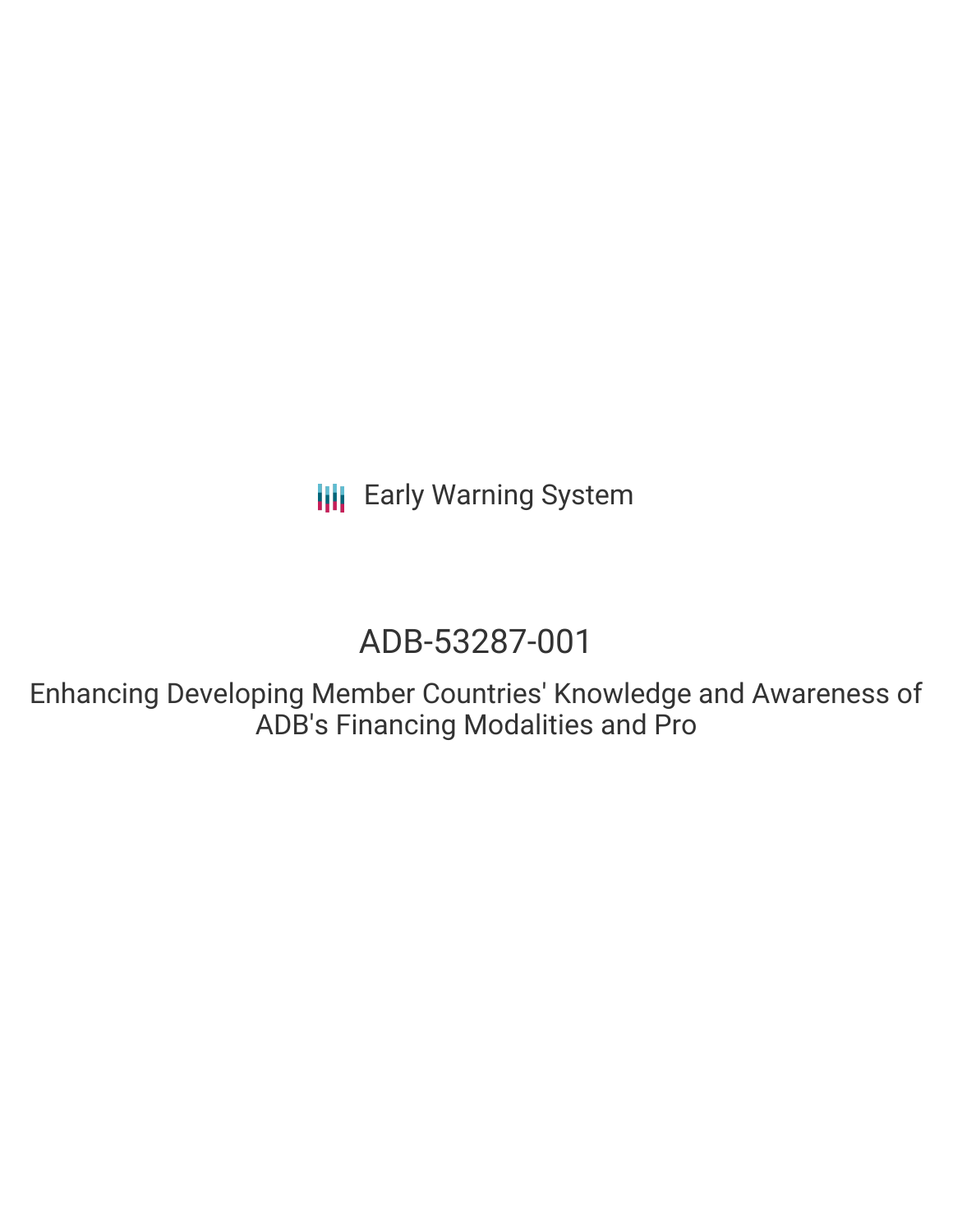Early Warning System

# ADB-53287-001

## Enhancing Developing Member Countries' Knowledge and Awareness of ADB's Financing Modalities and Pro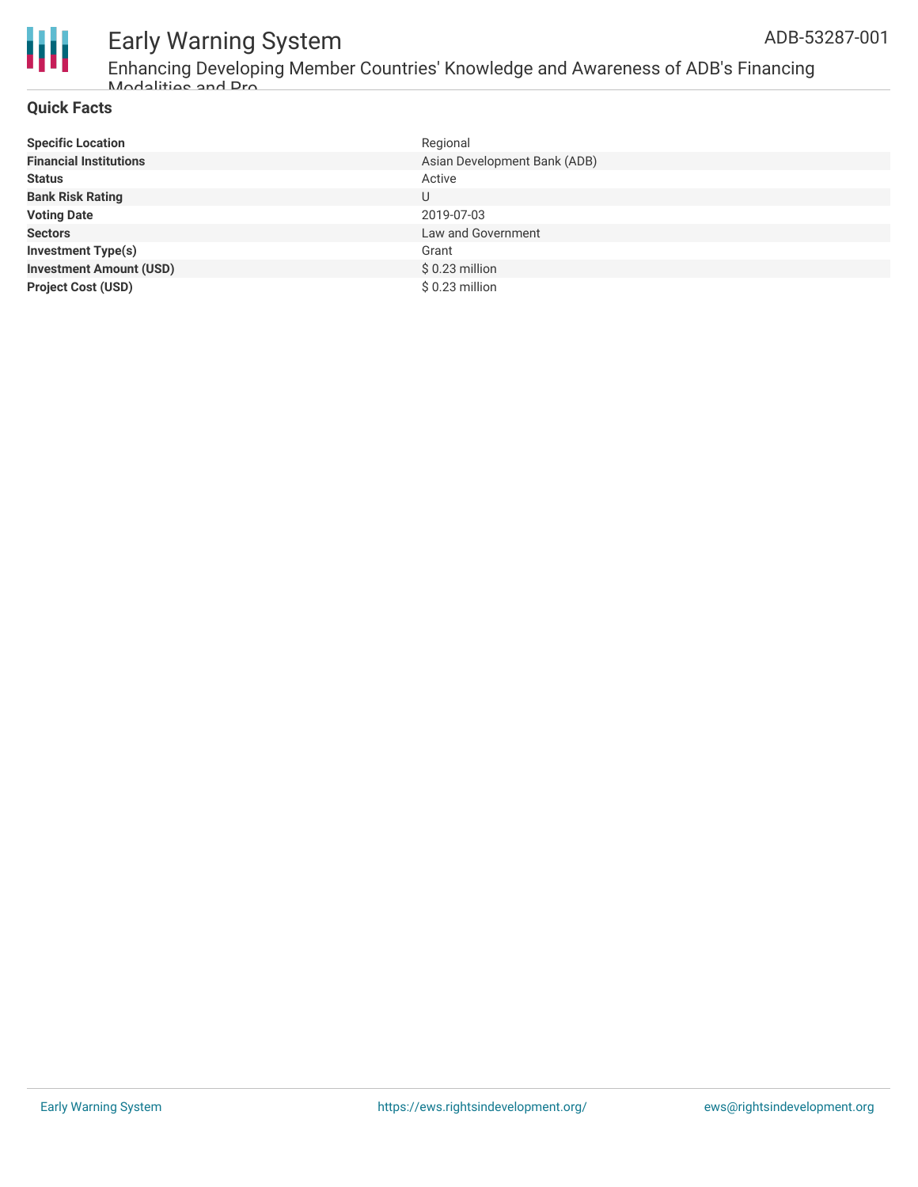## Quick Facts

| | |
|---|---|
| **Specific Location** | Regional |
| **Financial Institutions** | Asian Development Bank (ADB) |
| **Status** | Active |
| **Bank Risk Rating** | U |
| **Voting Date** | 2019-07-03 |
| **Sectors** | Law and Government |
| **Investment Type(s)** | Grant |
| **Investment Amount (USD)** | $ 0.23 million |
| **Project Cost (USD)** | $ 0.23 million |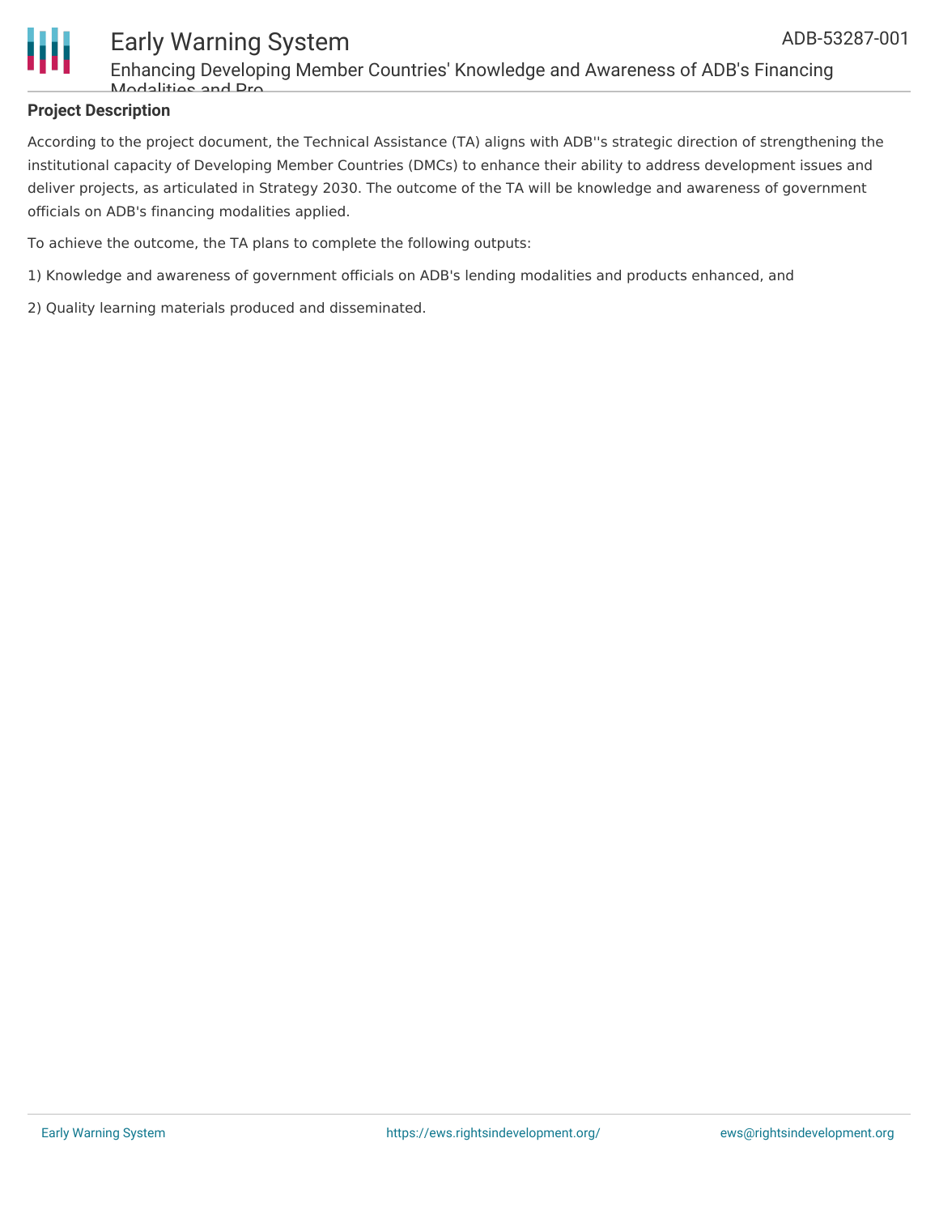**Project Description**

According to the project document, the Technical Assistance (TA) aligns with ADB''s strategic direction of strengthening the institutional capacity of Developing Member Countries (DMCs) to enhance their ability to address development issues and deliver projects, as articulated in Strategy 2030. The outcome of the TA will be knowledge and awareness of government officials on ADB's financing modalities applied.

To achieve the outcome, the TA plans to complete the following outputs:

1) Knowledge and awareness of government officials on ADB's lending modalities and products enhanced, and

2) Quality learning materials produced and disseminated.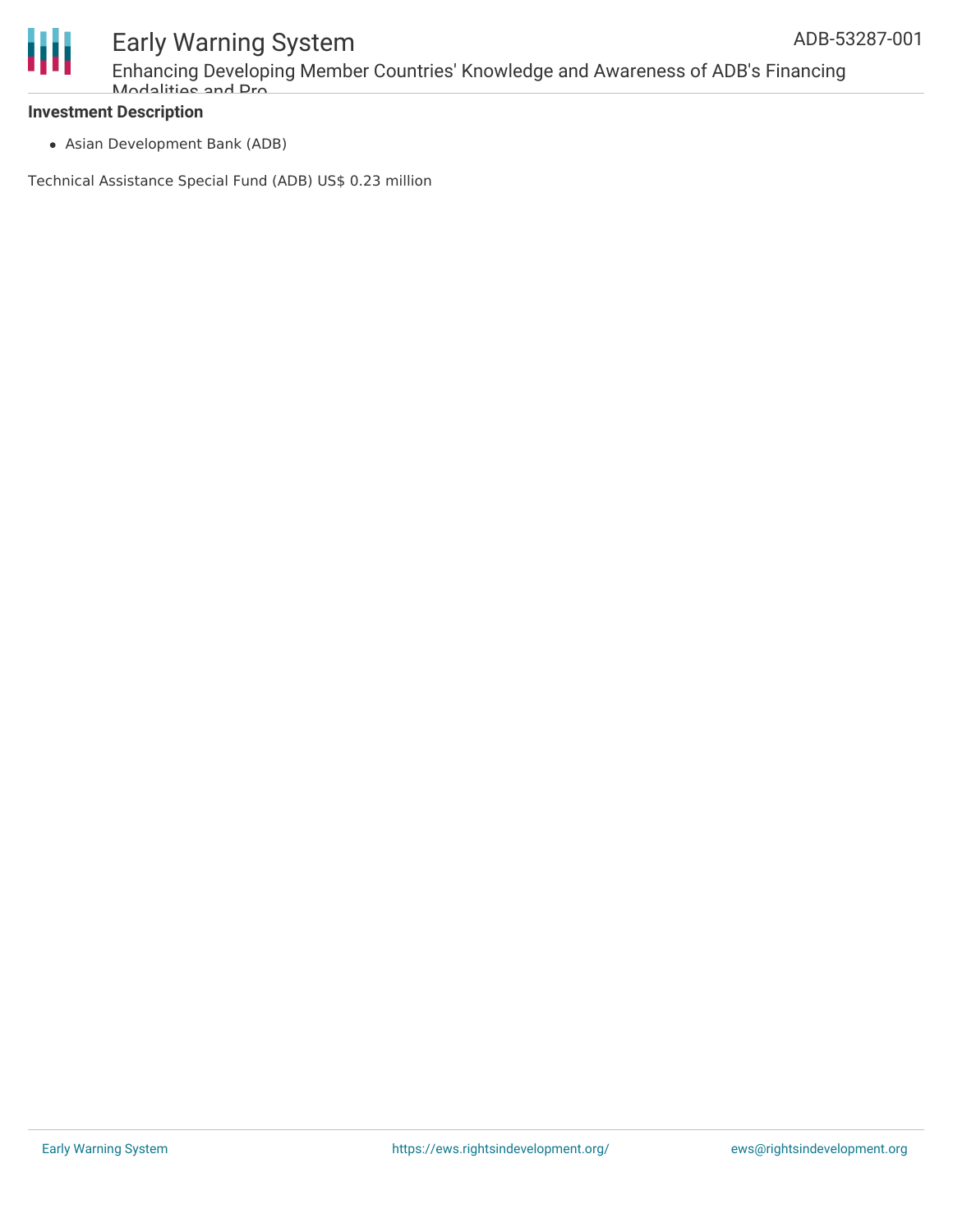**Investment Description**

- Asian Development Bank (ADB)

Technical Assistance Special Fund (ADB) US$ 0.23 million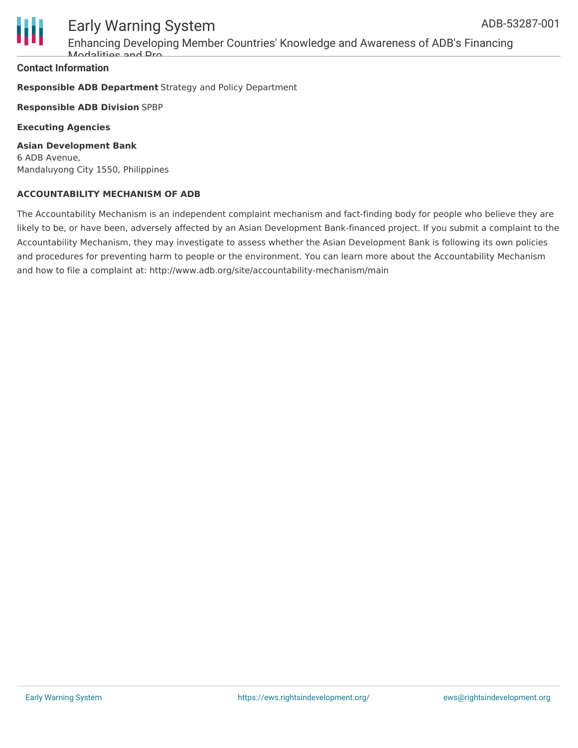**Contact Information**

**Responsible ADB Department** Strategy and Policy Department

**Responsible ADB Division** SPBP

**Executing Agencies**

**Asian Development Bank**
6 ADB Avenue,
Mandaluyong City 1550, Philippines

**ACCOUNTABILITY MECHANISM OF ADB**

The Accountability Mechanism is an independent complaint mechanism and fact-finding body for people who believe they are likely to be, or have been, adversely affected by an Asian Development Bank-financed project. If you submit a complaint to the Accountability Mechanism, they may investigate to assess whether the Asian Development Bank is following its own policies and procedures for preventing harm to people or the environment. You can learn more about the Accountability Mechanism and how to file a complaint at: http://www.adb.org/site/accountability-mechanism/main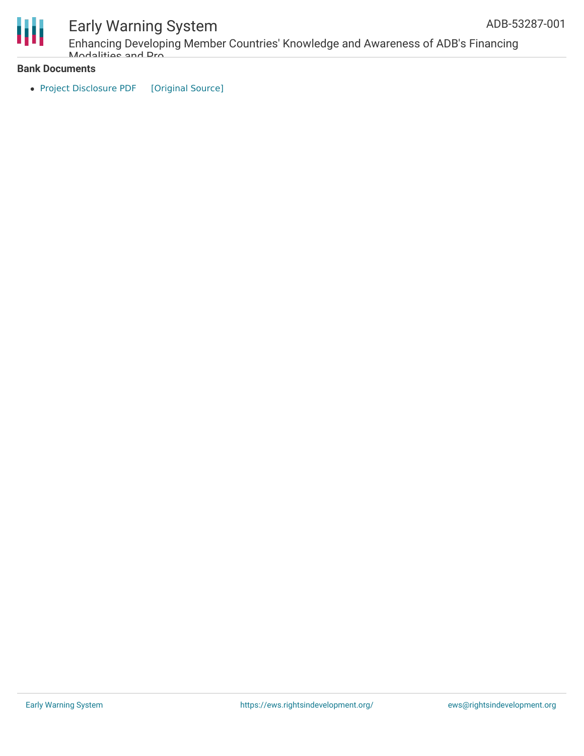**Bank Documents**

- Project Disclosure PDF [Original Source]